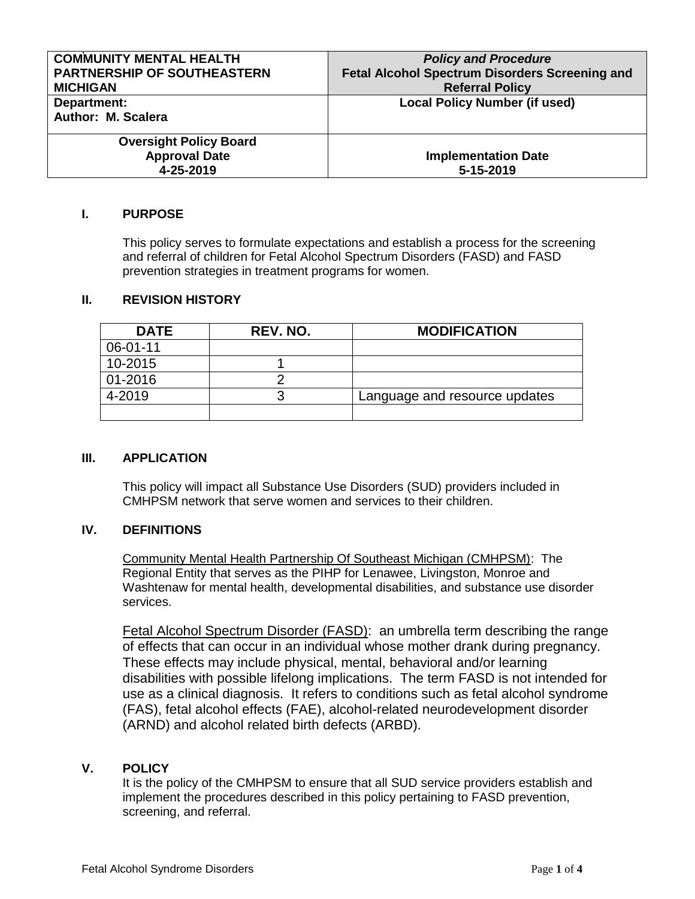| COMMUNITY MENTAL HEALTH PARTNERSHIP OF SOUTHEASTERN MICHIGAN | ***Policy and Procedure*** **Fetal Alcohol Spectrum Disorders Screening and Referral Policy** |
|---|---|
| **Department:** **Author: M. Scalera** | **Local Policy Number (if used)** |
| **Oversight Policy Board Approval Date 4-25-2019** | **Implementation Date 5-15-2019** |

## I. PURPOSE

This policy serves to formulate expectations and establish a process for the screening and referral of children for Fetal Alcohol Spectrum Disorders (FASD) and FASD prevention strategies in treatment programs for women.

## II. REVISION HISTORY

| DATE | REV. NO. | MODIFICATION |
|---|---|---|
| 06-01-11 | | |
| 10-2015 | 1 | |
| 01-2016 | 2 | |
| 4-2019 | 3 | Language and resource updates |
| | | |

## III. APPLICATION

This policy will impact all Substance Use Disorders (SUD) providers included in CMHPSM network that serve women and services to their children.

## IV. DEFINITIONS

Community Mental Health Partnership Of Southeast Michigan (CMHPSM): The Regional Entity that serves as the PIHP for Lenawee, Livingston, Monroe and Washtenaw for mental health, developmental disabilities, and substance use disorder services.

Fetal Alcohol Spectrum Disorder (FASD): an umbrella term describing the range of effects that can occur in an individual whose mother drank during pregnancy. These effects may include physical, mental, behavioral and/or learning disabilities with possible lifelong implications. The term FASD is not intended for use as a clinical diagnosis. It refers to conditions such as fetal alcohol syndrome (FAS), fetal alcohol effects (FAE), alcohol-related neurodevelopment disorder (ARND) and alcohol related birth defects (ARBD).

## V. POLICY

It is the policy of the CMHPSM to ensure that all SUD service providers establish and implement the procedures described in this policy pertaining to FASD prevention, screening, and referral.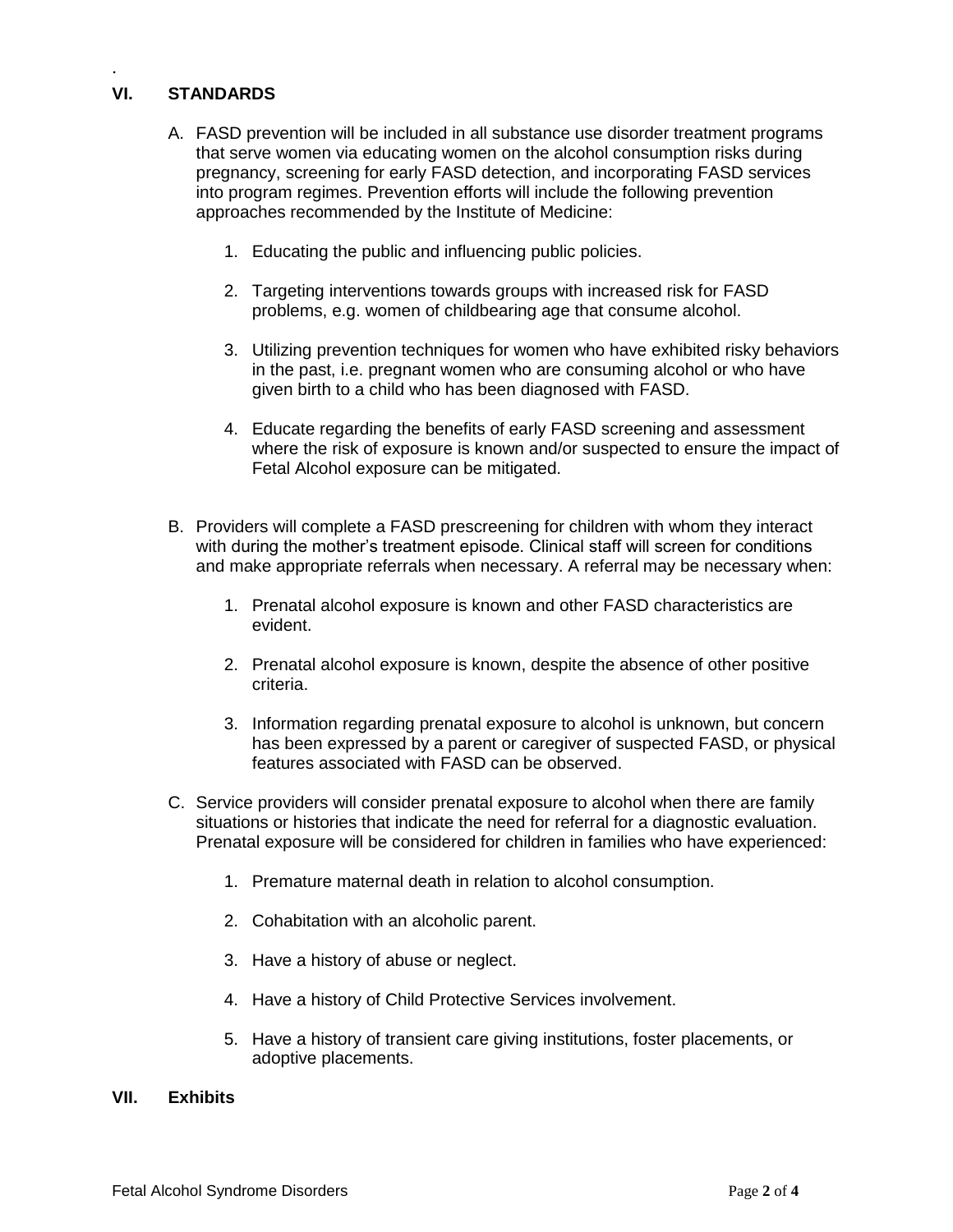## VI. STANDARDS

A. FASD prevention will be included in all substance use disorder treatment programs that serve women via educating women on the alcohol consumption risks during pregnancy, screening for early FASD detection, and incorporating FASD services into program regimes. Prevention efforts will include the following prevention approaches recommended by the Institute of Medicine:

   1. Educating the public and influencing public policies.

   2. Targeting interventions towards groups with increased risk for FASD problems, e.g. women of childbearing age that consume alcohol.

   3. Utilizing prevention techniques for women who have exhibited risky behaviors in the past, i.e. pregnant women who are consuming alcohol or who have given birth to a child who has been diagnosed with FASD.

   4. Educate regarding the benefits of early FASD screening and assessment where the risk of exposure is known and/or suspected to ensure the impact of Fetal Alcohol exposure can be mitigated.

B. Providers will complete a FASD prescreening for children with whom they interact with during the mother's treatment episode. Clinical staff will screen for conditions and make appropriate referrals when necessary. A referral may be necessary when:

   1. Prenatal alcohol exposure is known and other FASD characteristics are evident.

   2. Prenatal alcohol exposure is known, despite the absence of other positive criteria.

   3. Information regarding prenatal exposure to alcohol is unknown, but concern has been expressed by a parent or caregiver of suspected FASD, or physical features associated with FASD can be observed.

C. Service providers will consider prenatal exposure to alcohol when there are family situations or histories that indicate the need for referral for a diagnostic evaluation. Prenatal exposure will be considered for children in families who have experienced:

   1. Premature maternal death in relation to alcohol consumption.

   2. Cohabitation with an alcoholic parent.

   3. Have a history of abuse or neglect.

   4. Have a history of Child Protective Services involvement.

   5. Have a history of transient care giving institutions, foster placements, or adoptive placements.

## VII. Exhibits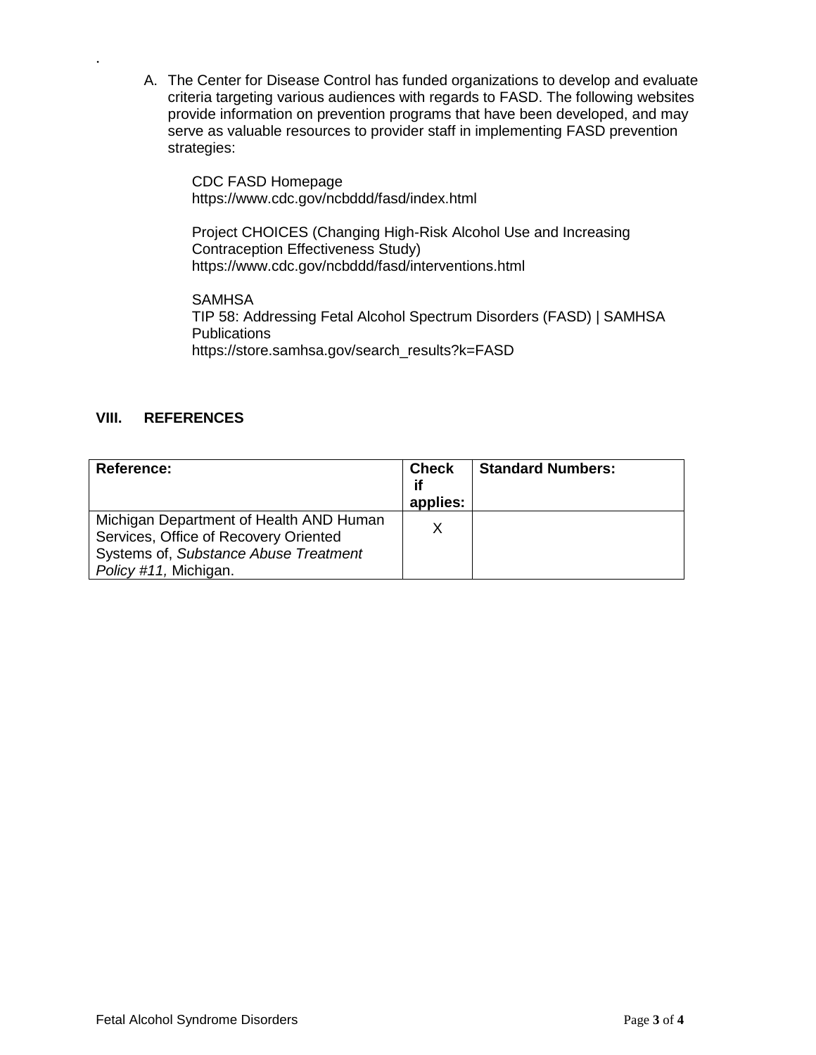.

A. The Center for Disease Control has funded organizations to develop and evaluate criteria targeting various audiences with regards to FASD. The following websites provide information on prevention programs that have been developed, and may serve as valuable resources to provider staff in implementing FASD prevention strategies:

   CDC FASD Homepage
   https://www.cdc.gov/ncbddd/fasd/index.html

   Project CHOICES (Changing High-Risk Alcohol Use and Increasing Contraception Effectiveness Study)
   https://www.cdc.gov/ncbddd/fasd/interventions.html

   SAMHSA
   TIP 58: Addressing Fetal Alcohol Spectrum Disorders (FASD) | SAMHSA Publications
   https://store.samhsa.gov/search_results?k=FASD

## VIII. REFERENCES

| Reference: | Check if applies: | Standard Numbers: |
| --- | --- | --- |
| Michigan Department of Health AND Human Services, Office of Recovery Oriented Systems of, *Substance Abuse Treatment Policy #11,* Michigan. | X | |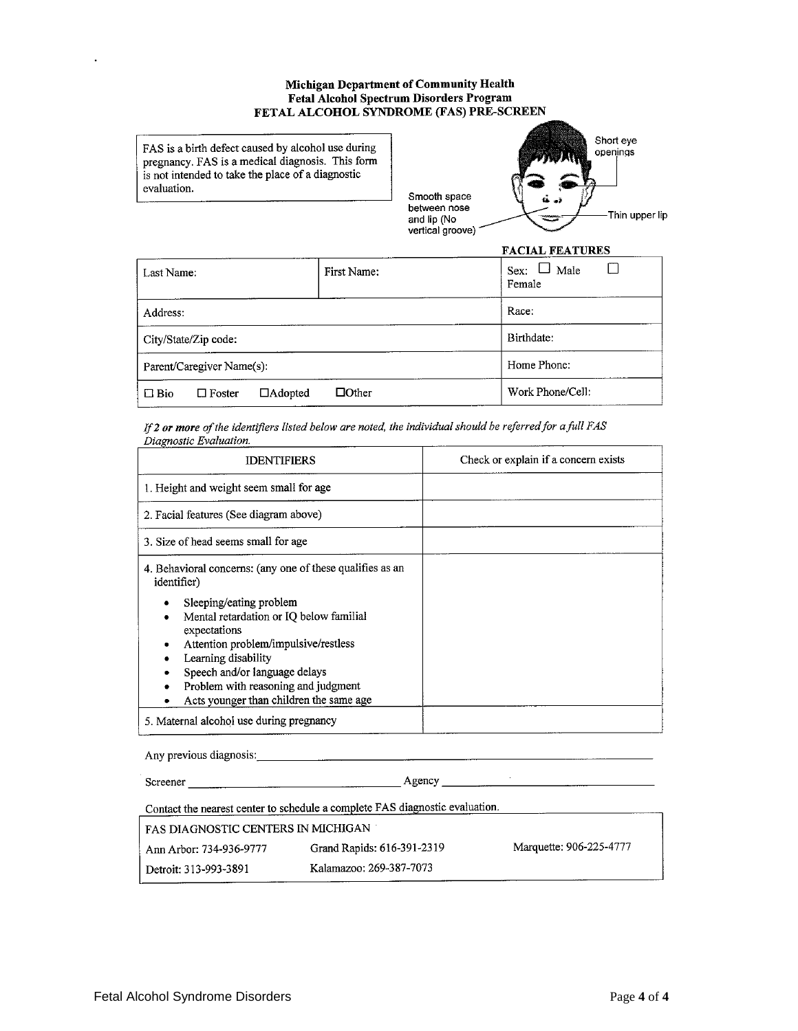**Michigan Department of Community Health**
**Fetal Alcohol Spectrum Disorders Program**
**FETAL ALCOHOL SYNDROME (FAS) PRE-SCREEN**

FAS is a birth defect caused by alcohol use during pregnancy. FAS is a medical diagnosis. This form is not intended to take the place of a diagnostic evaluation.

Short eye openings

Smooth space between nose and lip (No vertical groove)

Thin upper lip

**FACIAL FEATURES**

| | | |
|---|---|---|
| Last Name: | First Name: | Sex: ☐ Male ☐ Female |
| Address: | | Race: |
| City/State/Zip code: | | Birthdate: |
| Parent/Caregiver Name(s): | | Home Phone: |
| ☐ Bio ☐ Foster ☐Adopted | ☐Other | Work Phone/Cell: |

*If **2 or more** of the identifiers listed below are noted, the individual should be referred for a full FAS Diagnostic Evaluation.*

| IDENTIFIERS | Check or explain if a concern exists |
|---|---|
| 1. Height and weight seem small for age | |
| 2. Facial features (See diagram above) | |
| 3. Size of head seems small for age | |
| 4. Behavioral concerns: (any one of these qualifies as an identifier)<br>• Sleeping/eating problem<br>• Mental retardation or IQ below familial expectations<br>• Attention problem/impulsive/restless<br>• Learning disability<br>• Speech and/or language delays<br>• Problem with reasoning and judgment<br>• Acts younger than children the same age | |
| 5. Maternal alcohol use during pregnancy | |

Any previous diagnosis: ______________________________

Screener ______________________ Agency ______________________

Contact the nearest center to schedule a complete FAS diagnostic evaluation.

| FAS DIAGNOSTIC CENTERS IN MICHIGAN | | |
|---|---|---|
| Ann Arbor: 734-936-9777 | Grand Rapids: 616-391-2319 | Marquette: 906-225-4777 |
| Detroit: 313-993-3891 | Kalamazoo: 269-387-7073 | |